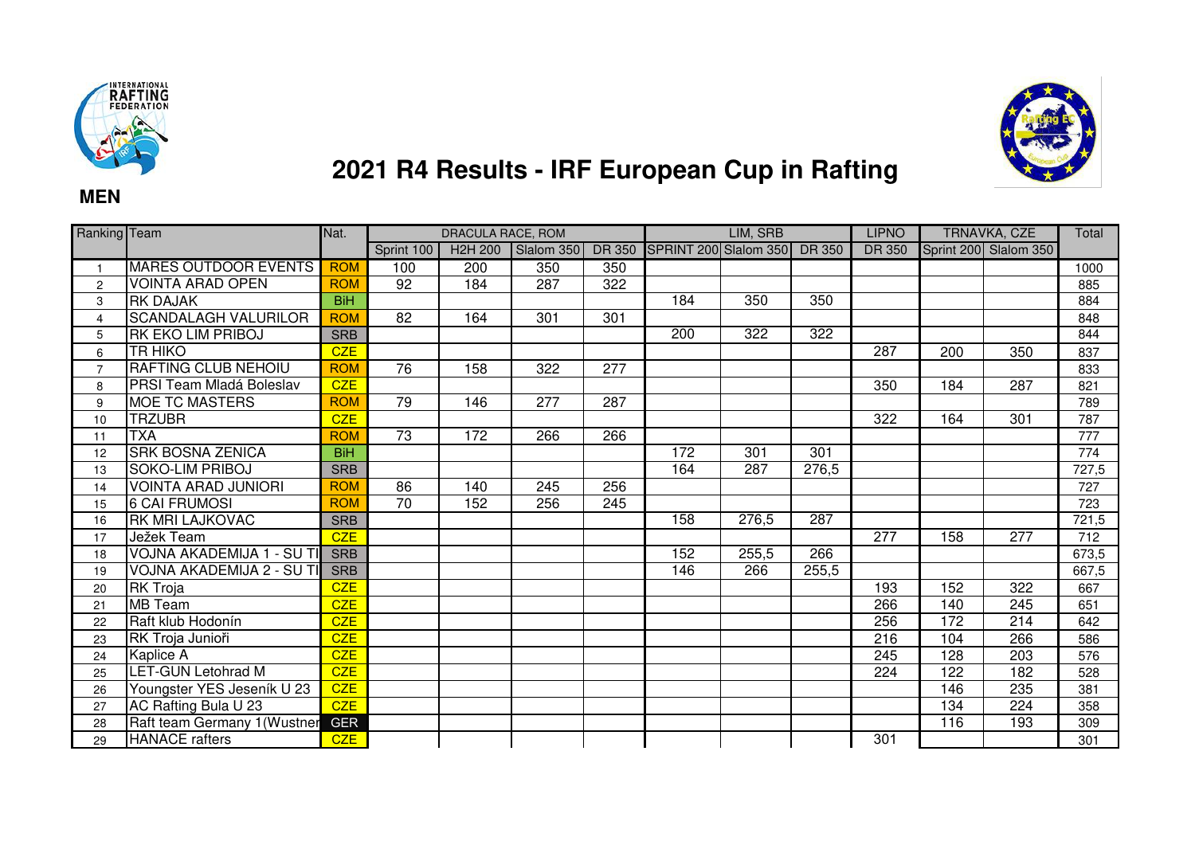# 2021 R4 Results - IRF European Cup in Rafting

**MEN**

| Ranking | Team | Nat. | DRACULA RACE, ROM | | | | LIM, SRB | | | LIPNO | TRNAVKA, CZE | | Total |
|---|---|---|---|---|---|---|---|---|---|---|---|---|---|
| | | | Sprint 100 | H2H 200 | Slalom 350 | DR 350 | SPRINT 200 | Slalom 350 | DR 350 | DR 350 | Sprint 200 | Slalom 350 | |
| 1 | MARES OUTDOOR EVENTS | ROM | 100 | 200 | 350 | 350 | | | | | | | 1000 |
| 2 | VOINTA ARAD OPEN | ROM | 92 | 184 | 287 | 322 | | | | | | | 885 |
| 3 | RK DAJAK | BiH | | | | | 184 | 350 | 350 | | | | 884 |
| 4 | SCANDALAGH VALURILOR | ROM | 82 | 164 | 301 | 301 | | | | | | | 848 |
| 5 | RK EKO LIM PRIBOJ | SRB | | | | | 200 | 322 | 322 | | | | 844 |
| 6 | TR HIKO | CZE | | | | | | | | 287 | 200 | 350 | 837 |
| 7 | RAFTING CLUB NEHOIU | ROM | 76 | 158 | 322 | 277 | | | | | | | 833 |
| 8 | PRSI Team Mladá Boleslav | CZE | | | | | | | | 350 | 184 | 287 | 821 |
| 9 | MOE TC MASTERS | ROM | 79 | 146 | 277 | 287 | | | | | | | 789 |
| 10 | TRZUBR | CZE | | | | | | | | 322 | 164 | 301 | 787 |
| 11 | TXA | ROM | 73 | 172 | 266 | 266 | | | | | | | 777 |
| 12 | SRK BOSNA ZENICA | BiH | | | | | 172 | 301 | 301 | | | | 774 |
| 13 | SOKO-LIM PRIBOJ | SRB | | | | | 164 | 287 | 276,5 | | | | 727,5 |
| 14 | VOINTA ARAD JUNIORI | ROM | 86 | 140 | 245 | 256 | | | | | | | 727 |
| 15 | 6 CAI FRUMOSI | ROM | 70 | 152 | 256 | 245 | | | | | | | 723 |
| 16 | RK MRI LAJKOVAC | SRB | | | | | 158 | 276,5 | 287 | | | | 721,5 |
| 17 | Ježek Team | CZE | | | | | | | | 277 | 158 | 277 | 712 |
| 18 | VOJNA AKADEMIJA 1 - SU TI | SRB | | | | | 152 | 255,5 | 266 | | | | 673,5 |
| 19 | VOJNA AKADEMIJA 2 - SU TI | SRB | | | | | 146 | 266 | 255,5 | | | | 667,5 |
| 20 | RK Troja | CZE | | | | | | | | 193 | 152 | 322 | 667 |
| 21 | MB Team | CZE | | | | | | | | 266 | 140 | 245 | 651 |
| 22 | Raft klub Hodonín | CZE | | | | | | | | 256 | 172 | 214 | 642 |
| 23 | RK Troja Junioři | CZE | | | | | | | | 216 | 104 | 266 | 586 |
| 24 | Kaplice A | CZE | | | | | | | | 245 | 128 | 203 | 576 |
| 25 | LET-GUN Letohrad M | CZE | | | | | | | | 224 | 122 | 182 | 528 |
| 26 | Youngster YES Jeseník U 23 | CZE | | | | | | | | | 146 | 235 | 381 |
| 27 | AC Rafting Bula U 23 | CZE | | | | | | | | | 134 | 224 | 358 |
| 28 | Raft team Germany 1(Wustner | GER | | | | | | | | | 116 | 193 | 309 |
| 29 | HANACE rafters | CZE | | | | | | | | 301 | | | 301 |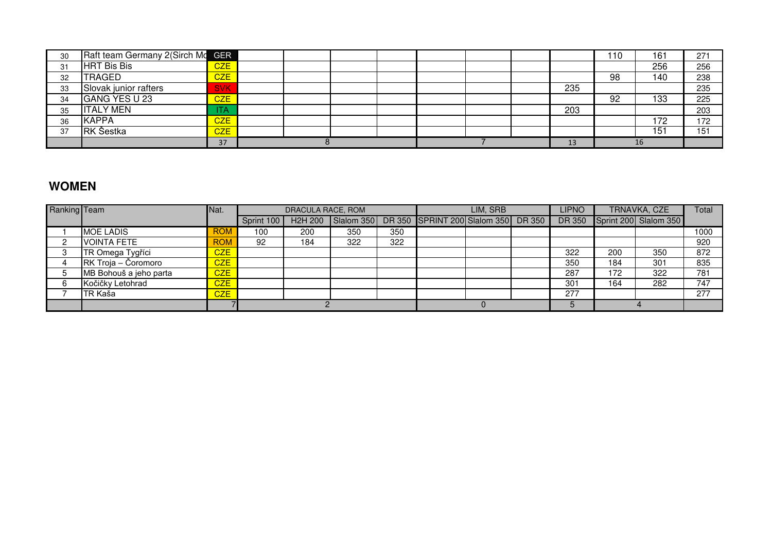| | | | | | | | | | | | | | |
|---|---|---|---|---|---|---|---|---|---|---|---|---|---|
| 30 | Raft team Germany 2(Sirch Mo | GER | | | | | | | | | 110 | 161 | 271 |
| 31 | HRT Bis Bis | CZE | | | | | | | | | | 256 | 256 |
| 32 | TRAGED | CZE | | | | | | | | | 98 | 140 | 238 |
| 33 | Slovak junior rafters | SVK | | | | | | | | 235 | | | 235 |
| 34 | GANG YES U 23 | CZE | | | | | | | | | 92 | 133 | 225 |
| 35 | ITALY MEN | ITA | | | | | | | | 203 | | | 203 |
| 36 | KAPPA | CZE | | | | | | | | | | 172 | 172 |
| 37 | RK Šestka | CZE | | | | | | | | | | 151 | 151 |
| | | 37 | 8 | | | | 7 | | | 13 | 16 | | |

## WOMEN

| Ranking | Team | Nat. | DRACULA RACE, ROM | | | | LIM, SRB | | | LIPNO | TRNAVKA, CZE | | Total |
|---|---|---|---|---|---|---|---|---|---|---|---|---|---|
| | | | Sprint 100 | H2H 200 | Slalom 350 | DR 350 | SPRINT 200 | Slalom 350 | DR 350 | DR 350 | Sprint 200 | Slalom 350 | |
| 1 | MOE LADIS | ROM | 100 | 200 | 350 | 350 | | | | | | | 1000 |
| 2 | VOINTA FETE | ROM | 92 | 184 | 322 | 322 | | | | | | | 920 |
| 3 | TR Omega Tygříci | CZE | | | | | | | | 322 | 200 | 350 | 872 |
| 4 | RK Troja – Čoromoro | CZE | | | | | | | | 350 | 184 | 301 | 835 |
| 5 | MB Bohouš a jeho parta | CZE | | | | | | | | 287 | 172 | 322 | 781 |
| 6 | Kočičky Letohrad | CZE | | | | | | | | 301 | 164 | 282 | 747 |
| 7 | TR Kaša | CZE | | | | | | | | 277 | | | 277 |
| | | 7 | 2 | | | | 0 | | | 5 | 4 | | |